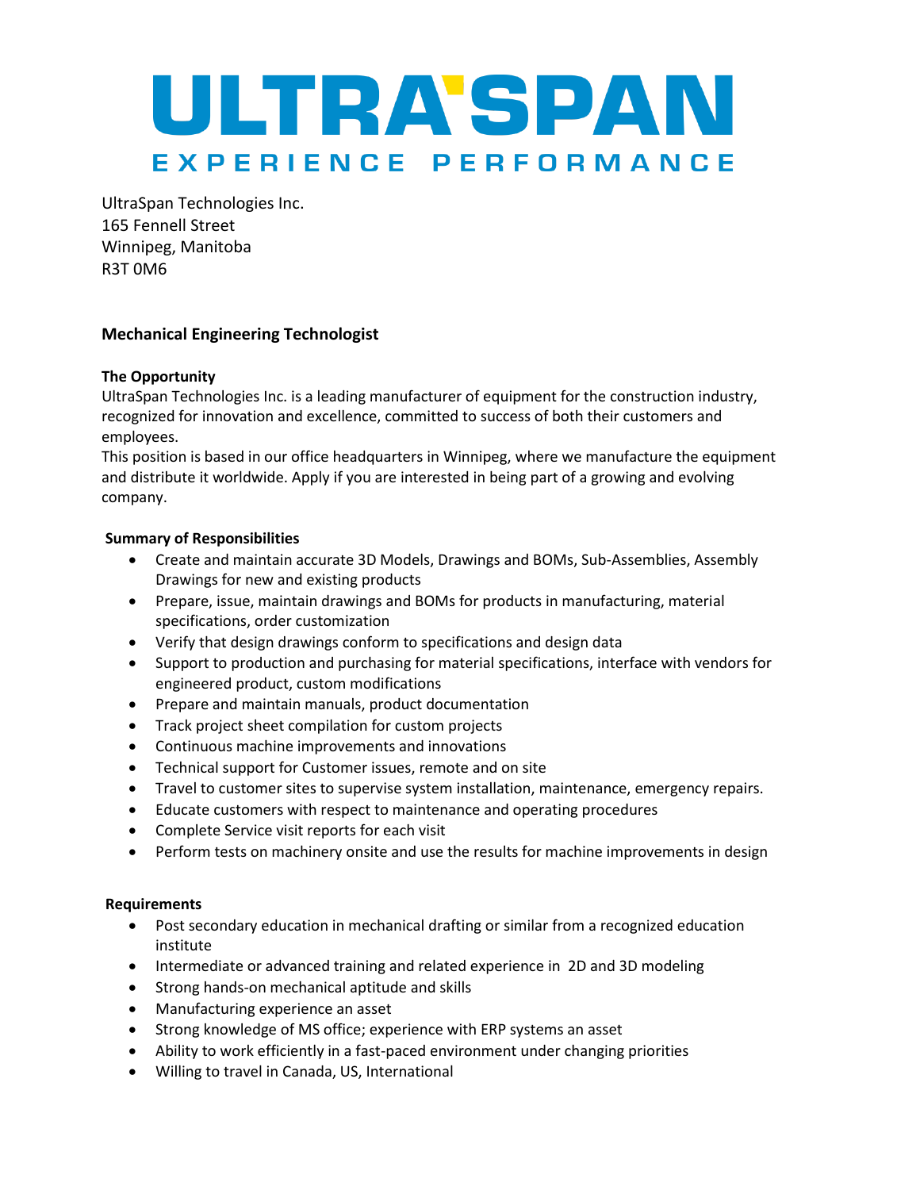# ULTRA'SPAN

EXPERIENCE PERFORMANCE

UltraSpan Technologies Inc.
165 Fennell Street
Winnipeg, Manitoba
R3T 0M6

## Mechanical Engineering Technologist

**The Opportunity**

UltraSpan Technologies Inc. is a leading manufacturer of equipment for the construction industry, recognized for innovation and excellence, committed to success of both their customers and employees.

This position is based in our office headquarters in Winnipeg, where we manufacture the equipment and distribute it worldwide. Apply if you are interested in being part of a growing and evolving company.

**Summary of Responsibilities**

- Create and maintain accurate 3D Models, Drawings and BOMs, Sub-Assemblies, Assembly Drawings for new and existing products
- Prepare, issue, maintain drawings and BOMs for products in manufacturing, material specifications, order customization
- Verify that design drawings conform to specifications and design data
- Support to production and purchasing for material specifications, interface with vendors for engineered product, custom modifications
- Prepare and maintain manuals, product documentation
- Track project sheet compilation for custom projects
- Continuous machine improvements and innovations
- Technical support for Customer issues, remote and on site
- Travel to customer sites to supervise system installation, maintenance, emergency repairs.
- Educate customers with respect to maintenance and operating procedures
- Complete Service visit reports for each visit
- Perform tests on machinery onsite and use the results for machine improvements in design

**Requirements**

- Post secondary education in mechanical drafting or similar from a recognized education institute
- Intermediate or advanced training and related experience in 2D and 3D modeling
- Strong hands-on mechanical aptitude and skills
- Manufacturing experience an asset
- Strong knowledge of MS office; experience with ERP systems an asset
- Ability to work efficiently in a fast-paced environment under changing priorities
- Willing to travel in Canada, US, International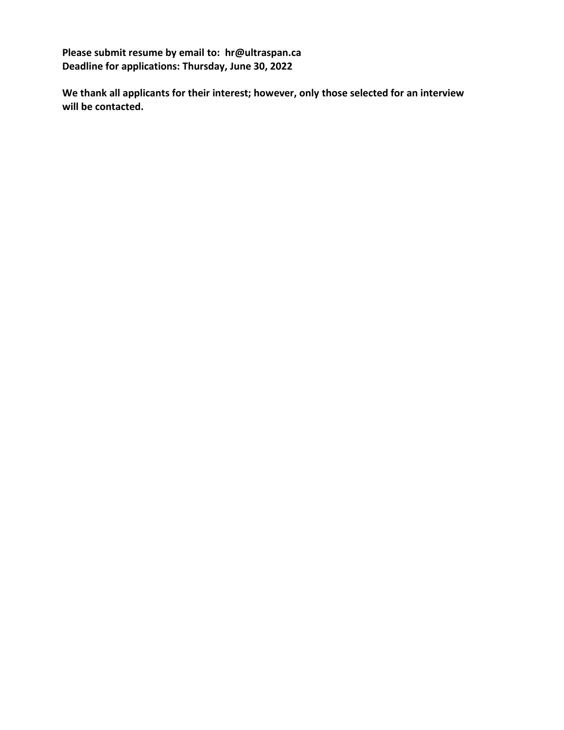**Please submit resume by email to: hr@ultraspan.ca**
**Deadline for applications: Thursday, June 30, 2022**

**We thank all applicants for their interest; however, only those selected for an interview will be contacted.**